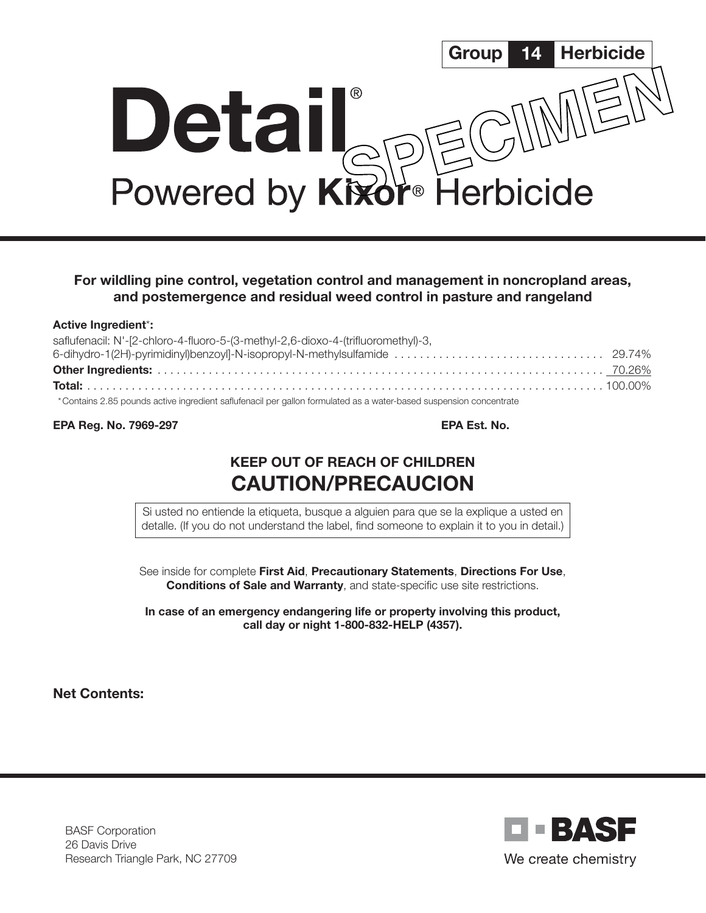**Group 14 Herbicide**

# Detail®

## Powered by **Kixor**® Herbicide

SPECIMEN

**For wildling pine control, vegetation control and management in noncropland areas, and postemergence and residual weed control in pasture and rangeland**

**Active Ingredient*:**

saflufenacil: N'-[2-chloro-4-fluoro-5-(3-methyl-2,6-dioxo-4-(trifluoromethyl)-3,6-dihydro-1(2H)-pyrimidinyl)benzoyl]-N-isopropyl-N-methylsulfamide .................................. 29.74%

**Other Ingredients:** .................................................................................. 70.26%

**Total:** .................................................................................................. 100.00%

*Contains 2.85 pounds active ingredient saflufenacil per gallon formulated as a water-based suspension concentrate

**EPA Reg. No. 7969-297** **EPA Est. No.**

**KEEP OUT OF REACH OF CHILDREN**

## CAUTION/PRECAUCION

Si usted no entiende la etiqueta, busque a alguien para que se la explique a usted en detalle. (If you do not understand the label, find someone to explain it to you in detail.)

See inside for complete **First Aid**, **Precautionary Statements**, **Directions For Use**, **Conditions of Sale and Warranty**, and state-specific use site restrictions.

**In case of an emergency endangering life or property involving this product, call day or night 1-800-832-HELP (4357).**

**Net Contents:**

BASF Corporation
26 Davis Drive
Research Triangle Park, NC 27709

BASF
We create chemistry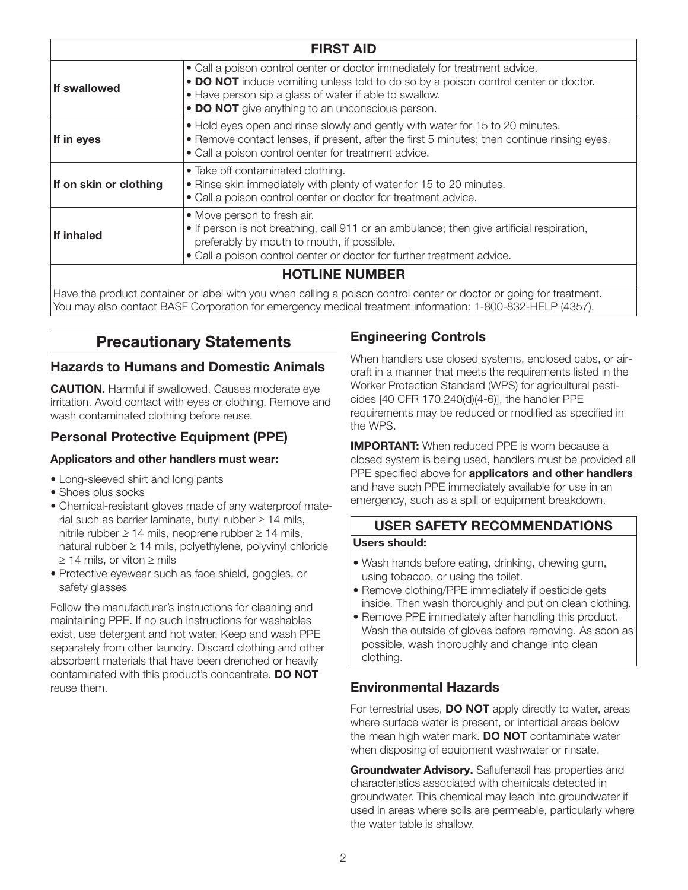| FIRST AID | |
|---|---|
| **If swallowed** | • Call a poison control center or doctor immediately for treatment advice.<br>• **DO NOT** induce vomiting unless told to do so by a poison control center or doctor.<br>• Have person sip a glass of water if able to swallow.<br>• **DO NOT** give anything to an unconscious person. |
| **If in eyes** | • Hold eyes open and rinse slowly and gently with water for 15 to 20 minutes.<br>• Remove contact lenses, if present, after the first 5 minutes; then continue rinsing eyes.<br>• Call a poison control center for treatment advice. |
| **If on skin or clothing** | • Take off contaminated clothing.<br>• Rinse skin immediately with plenty of water for 15 to 20 minutes.<br>• Call a poison control center or doctor for treatment advice. |
| **If inhaled** | • Move person to fresh air.<br>• If person is not breathing, call 911 or an ambulance; then give artificial respiration, preferably by mouth to mouth, if possible.<br>• Call a poison control center or doctor for further treatment advice. |
| **HOTLINE NUMBER** | |
| Have the product container or label with you when calling a poison control center or doctor or going for treatment. You may also contact BASF Corporation for emergency medical treatment information: 1-800-832-HELP (4357). | |

## Precautionary Statements

### Hazards to Humans and Domestic Animals

**CAUTION.** Harmful if swallowed. Causes moderate eye irritation. Avoid contact with eyes or clothing. Remove and wash contaminated clothing before reuse.

### Personal Protective Equipment (PPE)

**Applicators and other handlers must wear:**

- Long-sleeved shirt and long pants
- Shoes plus socks
- Chemical-resistant gloves made of any waterproof material such as barrier laminate, butyl rubber ≥ 14 mils, nitrile rubber ≥ 14 mils, neoprene rubber ≥ 14 mils, natural rubber ≥ 14 mils, polyethylene, polyvinyl chloride ≥ 14 mils, or viton ≥ mils
- Protective eyewear such as face shield, goggles, or safety glasses

Follow the manufacturer's instructions for cleaning and maintaining PPE. If no such instructions for washables exist, use detergent and hot water. Keep and wash PPE separately from other laundry. Discard clothing and other absorbent materials that have been drenched or heavily contaminated with this product's concentrate. **DO NOT** reuse them.

### Engineering Controls

When handlers use closed systems, enclosed cabs, or aircraft in a manner that meets the requirements listed in the Worker Protection Standard (WPS) for agricultural pesticides [40 CFR 170.240(d)(4-6)], the handler PPE requirements may be reduced or modified as specified in the WPS.

**IMPORTANT:** When reduced PPE is worn because a closed system is being used, handlers must be provided all PPE specified above for **applicators and other handlers** and have such PPE immediately available for use in an emergency, such as a spill or equipment breakdown.

### USER SAFETY RECOMMENDATIONS

**Users should:**

- Wash hands before eating, drinking, chewing gum, using tobacco, or using the toilet.
- Remove clothing/PPE immediately if pesticide gets inside. Then wash thoroughly and put on clean clothing.
- Remove PPE immediately after handling this product. Wash the outside of gloves before removing. As soon as possible, wash thoroughly and change into clean clothing.

### Environmental Hazards

For terrestrial uses, **DO NOT** apply directly to water, areas where surface water is present, or intertidal areas below the mean high water mark. **DO NOT** contaminate water when disposing of equipment washwater or rinsate.

**Groundwater Advisory.** Saflufenacil has properties and characteristics associated with chemicals detected in groundwater. This chemical may leach into groundwater if used in areas where soils are permeable, particularly where the water table is shallow.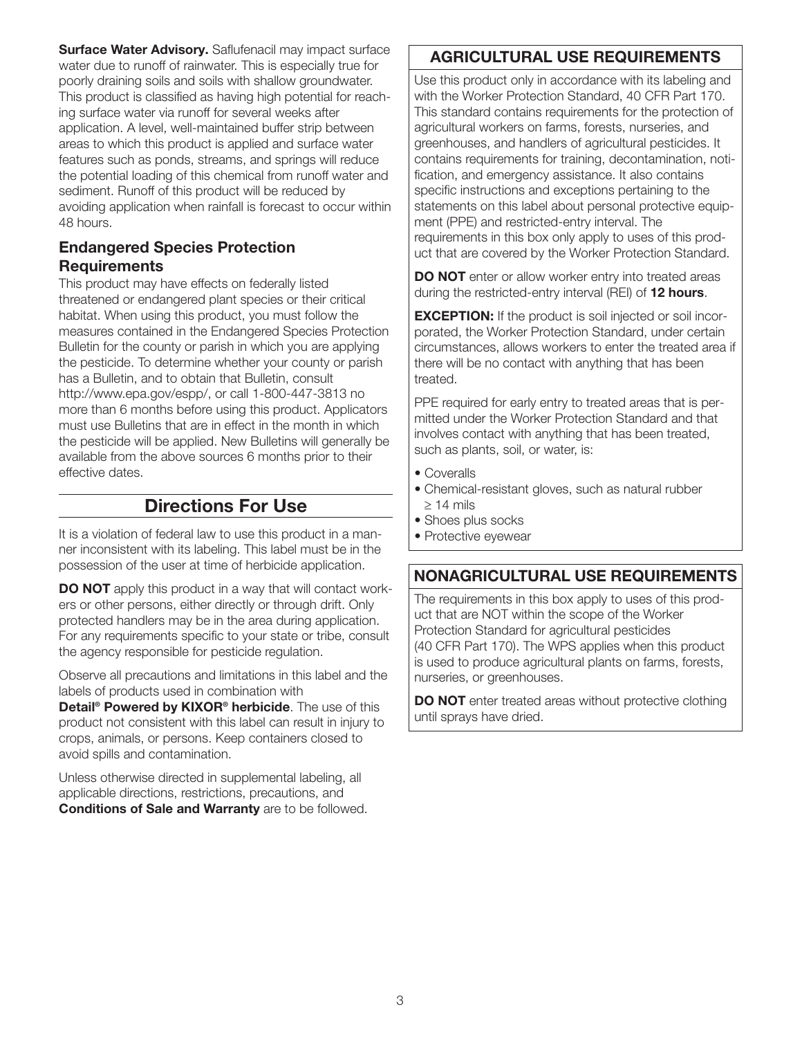**Surface Water Advisory.** Saflufenacil may impact surface water due to runoff of rainwater. This is especially true for poorly draining soils and soils with shallow groundwater. This product is classified as having high potential for reaching surface water via runoff for several weeks after application. A level, well-maintained buffer strip between areas to which this product is applied and surface water features such as ponds, streams, and springs will reduce the potential loading of this chemical from runoff water and sediment. Runoff of this product will be reduced by avoiding application when rainfall is forecast to occur within 48 hours.

### Endangered Species Protection Requirements

This product may have effects on federally listed threatened or endangered plant species or their critical habitat. When using this product, you must follow the measures contained in the Endangered Species Protection Bulletin for the county or parish in which you are applying the pesticide. To determine whether your county or parish has a Bulletin, and to obtain that Bulletin, consult http://www.epa.gov/espp/, or call 1-800-447-3813 no more than 6 months before using this product. Applicators must use Bulletins that are in effect in the month in which the pesticide will be applied. New Bulletins will generally be available from the above sources 6 months prior to their effective dates.

## Directions For Use

It is a violation of federal law to use this product in a manner inconsistent with its labeling. This label must be in the possession of the user at time of herbicide application.

**DO NOT** apply this product in a way that will contact workers or other persons, either directly or through drift. Only protected handlers may be in the area during application. For any requirements specific to your state or tribe, consult the agency responsible for pesticide regulation.

Observe all precautions and limitations in this label and the labels of products used in combination with **Detail® Powered by KIXOR® herbicide**. The use of this product not consistent with this label can result in injury to crops, animals, or persons. Keep containers closed to avoid spills and contamination.

Unless otherwise directed in supplemental labeling, all applicable directions, restrictions, precautions, and **Conditions of Sale and Warranty** are to be followed.

### AGRICULTURAL USE REQUIREMENTS

Use this product only in accordance with its labeling and with the Worker Protection Standard, 40 CFR Part 170. This standard contains requirements for the protection of agricultural workers on farms, forests, nurseries, and greenhouses, and handlers of agricultural pesticides. It contains requirements for training, decontamination, notification, and emergency assistance. It also contains specific instructions and exceptions pertaining to the statements on this label about personal protective equipment (PPE) and restricted-entry interval. The requirements in this box only apply to uses of this product that are covered by the Worker Protection Standard.

**DO NOT** enter or allow worker entry into treated areas during the restricted-entry interval (REI) of **12 hours**.

**EXCEPTION:** If the product is soil injected or soil incorporated, the Worker Protection Standard, under certain circumstances, allows workers to enter the treated area if there will be no contact with anything that has been treated.

PPE required for early entry to treated areas that is permitted under the Worker Protection Standard and that involves contact with anything that has been treated, such as plants, soil, or water, is:

- Coveralls
- Chemical-resistant gloves, such as natural rubber ≥ 14 mils
- Shoes plus socks
- Protective eyewear

### NONAGRICULTURAL USE REQUIREMENTS

The requirements in this box apply to uses of this product that are NOT within the scope of the Worker Protection Standard for agricultural pesticides (40 CFR Part 170). The WPS applies when this product is used to produce agricultural plants on farms, forests, nurseries, or greenhouses.

**DO NOT** enter treated areas without protective clothing until sprays have dried.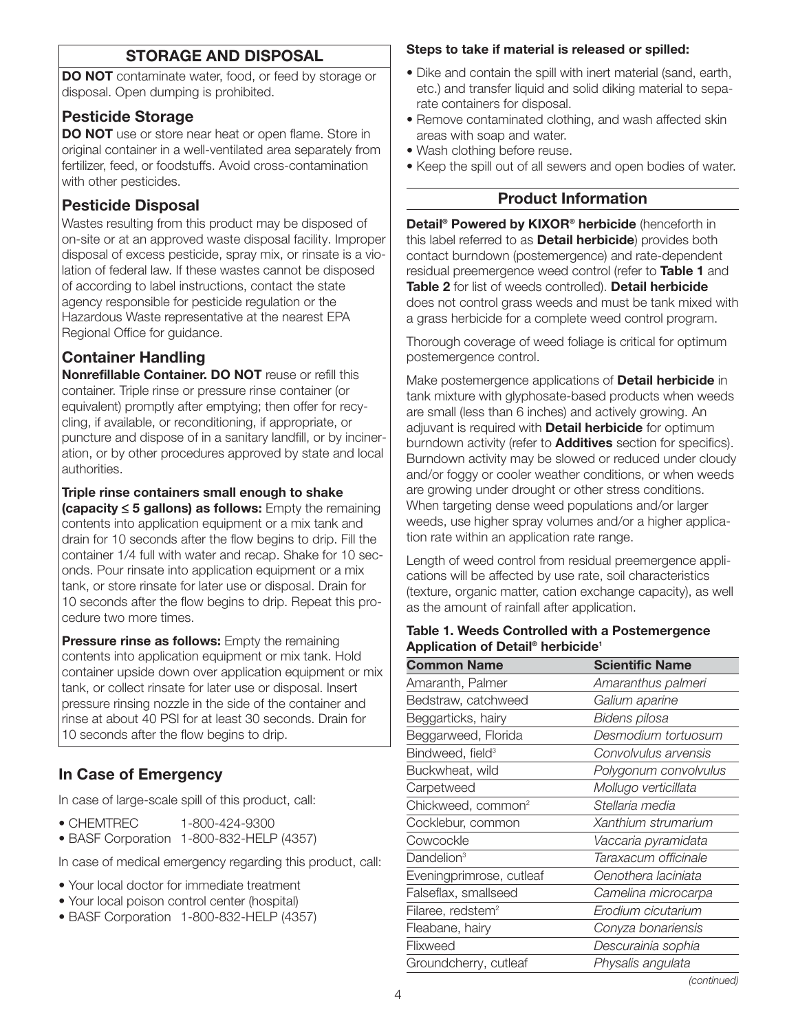## STORAGE AND DISPOSAL

**DO NOT** contaminate water, food, or feed by storage or disposal. Open dumping is prohibited.

### Pesticide Storage

**DO NOT** use or store near heat or open flame. Store in original container in a well-ventilated area separately from fertilizer, feed, or foodstuffs. Avoid cross-contamination with other pesticides.

### Pesticide Disposal

Wastes resulting from this product may be disposed of on-site or at an approved waste disposal facility. Improper disposal of excess pesticide, spray mix, or rinsate is a violation of federal law. If these wastes cannot be disposed of according to label instructions, contact the state agency responsible for pesticide regulation or the Hazardous Waste representative at the nearest EPA Regional Office for guidance.

### Container Handling

**Nonrefillable Container. DO NOT** reuse or refill this container. Triple rinse or pressure rinse container (or equivalent) promptly after emptying; then offer for recycling, if available, or reconditioning, if appropriate, or puncture and dispose of in a sanitary landfill, or by incineration, or by other procedures approved by state and local authorities.

**Triple rinse containers small enough to shake (capacity ≤ 5 gallons) as follows:** Empty the remaining contents into application equipment or a mix tank and drain for 10 seconds after the flow begins to drip. Fill the container 1/4 full with water and recap. Shake for 10 seconds. Pour rinsate into application equipment or a mix tank, or store rinsate for later use or disposal. Drain for 10 seconds after the flow begins to drip. Repeat this procedure two more times.

**Pressure rinse as follows:** Empty the remaining contents into application equipment or mix tank. Hold container upside down over application equipment or mix tank, or collect rinsate for later use or disposal. Insert pressure rinsing nozzle in the side of the container and rinse at about 40 PSI for at least 30 seconds. Drain for 10 seconds after the flow begins to drip.

## In Case of Emergency

In case of large-scale spill of this product, call:

- CHEMTREC 1-800-424-9300
- BASF Corporation 1-800-832-HELP (4357)

In case of medical emergency regarding this product, call:

- Your local doctor for immediate treatment
- Your local poison control center (hospital)
- BASF Corporation 1-800-832-HELP (4357)

**Steps to take if material is released or spilled:**

- Dike and contain the spill with inert material (sand, earth, etc.) and transfer liquid and solid diking material to separate containers for disposal.
- Remove contaminated clothing, and wash affected skin areas with soap and water.
- Wash clothing before reuse.
- Keep the spill out of all sewers and open bodies of water.

## Product Information

**Detail® Powered by KIXOR® herbicide** (henceforth in this label referred to as **Detail herbicide**) provides both contact burndown (postemergence) and rate-dependent residual preemergence weed control (refer to **Table 1** and **Table 2** for list of weeds controlled). **Detail herbicide** does not control grass weeds and must be tank mixed with a grass herbicide for a complete weed control program.

Thorough coverage of weed foliage is critical for optimum postemergence control.

Make postemergence applications of **Detail herbicide** in tank mixture with glyphosate-based products when weeds are small (less than 6 inches) and actively growing. An adjuvant is required with **Detail herbicide** for optimum burndown activity (refer to **Additives** section for specifics). Burndown activity may be slowed or reduced under cloudy and/or foggy or cooler weather conditions, or when weeds are growing under drought or other stress conditions. When targeting dense weed populations and/or larger weeds, use higher spray volumes and/or a higher application rate within an application rate range.

Length of weed control from residual preemergence applications will be affected by use rate, soil characteristics (texture, organic matter, cation exchange capacity), as well as the amount of rainfall after application.

**Table 1. Weeds Controlled with a Postemergence Application of Detail® herbicide[1]**

| Common Name | Scientific Name |
|---|---|
| Amaranth, Palmer | *Amaranthus palmeri* |
| Bedstraw, catchweed | *Galium aparine* |
| Beggarticks, hairy | *Bidens pilosa* |
| Beggarweed, Florida | *Desmodium tortuosum* |
| Bindweed, field[3] | *Convolvulus arvensis* |
| Buckwheat, wild | *Polygonum convolvulus* |
| Carpetweed | *Mollugo verticillata* |
| Chickweed, common[2] | *Stellaria media* |
| Cocklebur, common | *Xanthium strumarium* |
| Cowcockle | *Vaccaria pyramidata* |
| Dandelion[3] | *Taraxacum officinale* |
| Eveningprimrose, cutleaf | *Oenothera laciniata* |
| Falseflax, smallseed | *Camelina microcarpa* |
| Filaree, redstem[2] | *Erodium cicutarium* |
| Fleabane, hairy | *Conyza bonariensis* |
| Flixweed | *Descurainia sophia* |
| Groundcherry, cutleaf | *Physalis angulata* |

*(continued)*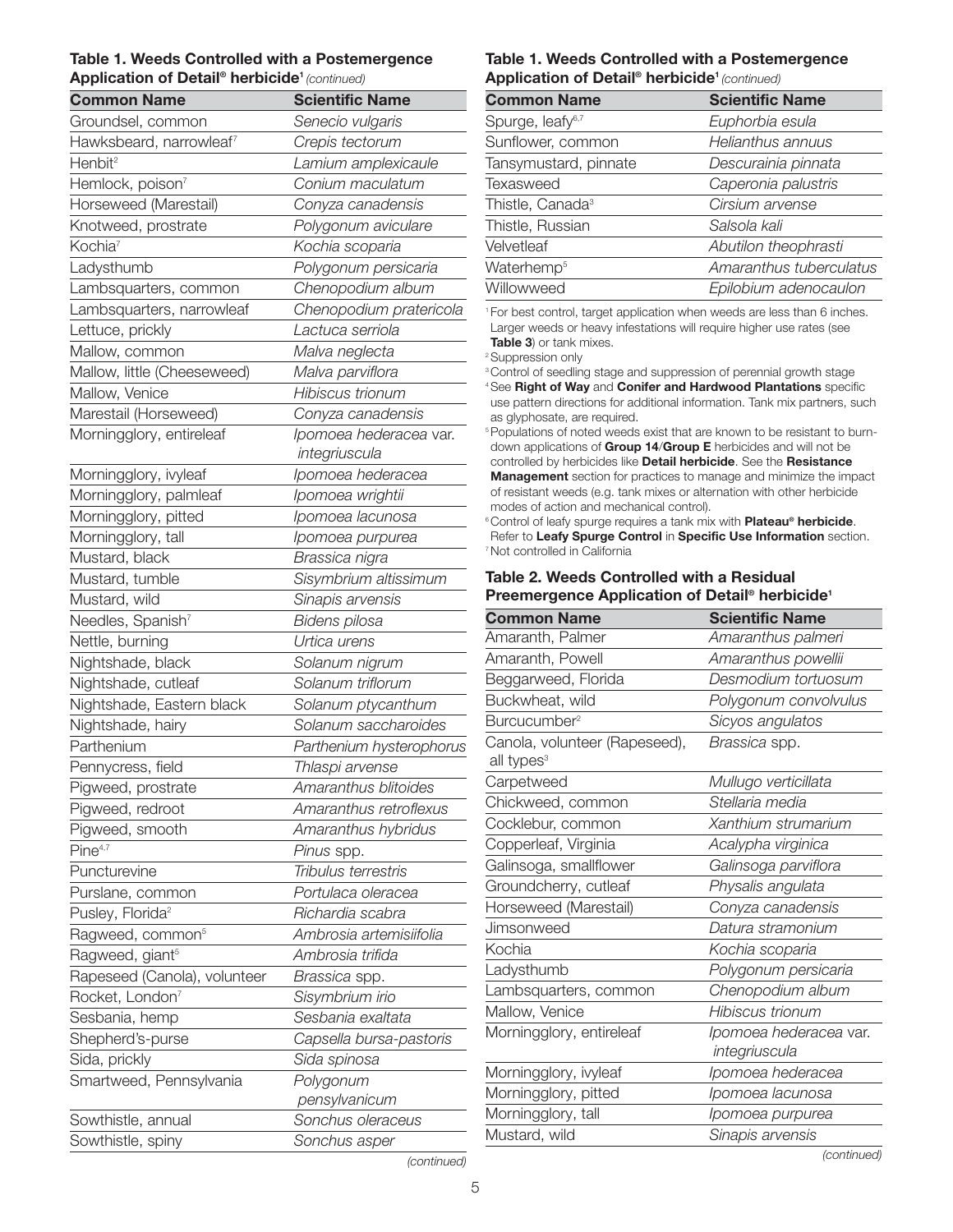### Table 1. Weeds Controlled with a Postemergence Application of Detail® herbicide[1] *(continued)*

| Common Name | Scientific Name |
|---|---|
| Groundsel, common | *Senecio vulgaris* |
| Hawksbeard, narrowleaf[7] | *Crepis tectorum* |
| Henbit[2] | *Lamium amplexicaule* |
| Hemlock, poison[7] | *Conium maculatum* |
| Horseweed (Marestail) | *Conyza canadensis* |
| Knotweed, prostrate | *Polygonum aviculare* |
| Kochia[7] | *Kochia scoparia* |
| Ladysthumb | *Polygonum persicaria* |
| Lambsquarters, common | *Chenopodium album* |
| Lambsquarters, narrowleaf | *Chenopodium pratericola* |
| Lettuce, prickly | *Lactuca serriola* |
| Mallow, common | *Malva neglecta* |
| Mallow, little (Cheeseweed) | *Malva parviflora* |
| Mallow, Venice | *Hibiscus trionum* |
| Marestail (Horseweed) | *Conyza canadensis* |
| Morningglory, entireleaf | *Ipomoea hederacea* var. *integriuscula* |
| Morningglory, ivyleaf | *Ipomoea hederacea* |
| Morningglory, palmleaf | *Ipomoea wrightii* |
| Morningglory, pitted | *Ipomoea lacunosa* |
| Morningglory, tall | *Ipomoea purpurea* |
| Mustard, black | *Brassica nigra* |
| Mustard, tumble | *Sisymbrium altissimum* |
| Mustard, wild | *Sinapis arvensis* |
| Needles, Spanish[7] | *Bidens pilosa* |
| Nettle, burning | *Urtica urens* |
| Nightshade, black | *Solanum nigrum* |
| Nightshade, cutleaf | *Solanum triflorum* |
| Nightshade, Eastern black | *Solanum ptycanthum* |
| Nightshade, hairy | *Solanum saccharoides* |
| Parthenium | *Parthenium hysterophorus* |
| Pennycress, field | *Thlaspi arvense* |
| Pigweed, prostrate | *Amaranthus blitoides* |
| Pigweed, redroot | *Amaranthus retroflexus* |
| Pigweed, smooth | *Amaranthus hybridus* |
| Pine[4,7] | *Pinus* spp. |
| Puncturevine | *Tribulus terrestris* |
| Purslane, common | *Portulaca oleracea* |
| Pusley, Florida[2] | *Richardia scabra* |
| Ragweed, common[5] | *Ambrosia artemisiifolia* |
| Ragweed, giant[5] | *Ambrosia trifida* |
| Rapeseed (Canola), volunteer | *Brassica* spp. |
| Rocket, London[7] | *Sisymbrium irio* |
| Sesbania, hemp | *Sesbania exaltata* |
| Shepherd's-purse | *Capsella bursa-pastoris* |
| Sida, prickly | *Sida spinosa* |
| Smartweed, Pennsylvania | *Polygonum pensylvanicum* |
| Sowthistle, annual | *Sonchus oleraceus* |
| Sowthistle, spiny | *Sonchus asper* |
| Spurge, leafy[6,7] | *Euphorbia esula* |
| Sunflower, common | *Helianthus annuus* |
| Tansymustard, pinnate | *Descurainia pinnata* |
| Texasweed | *Caperonia palustris* |
| Thistle, Canada[3] | *Cirsium arvense* |
| Thistle, Russian | *Salsola kali* |
| Velvetleaf | *Abutilon theophrasti* |
| Waterhemp[5] | *Amaranthus tuberculatus* |
| Willowweed | *Epilobium adenocaulon* |

[1] For best control, target application when weeds are less than 6 inches. Larger weeds or heavy infestations will require higher use rates (see **Table 3**) or tank mixes.
[2] Suppression only
[3] Control of seedling stage and suppression of perennial growth stage
[4] See **Right of Way** and **Conifer and Hardwood Plantations** specific use pattern directions for additional information. Tank mix partners, such as glyphosate, are required.
[5] Populations of noted weeds exist that are known to be resistant to burndown applications of **Group 14**/**Group E** herbicides and will not be controlled by herbicides like **Detail herbicide**. See the **Resistance Management** section for practices to manage and minimize the impact of resistant weeds (e.g. tank mixes or alternation with other herbicide modes of action and mechanical control).
[6] Control of leafy spurge requires a tank mix with **Plateau® herbicide**. Refer to **Leafy Spurge Control** in **Specific Use Information** section.
[7] Not controlled in California

### Table 2. Weeds Controlled with a Residual Preemergence Application of Detail® herbicide[1]

| Common Name | Scientific Name |
|---|---|
| Amaranth, Palmer | *Amaranthus palmeri* |
| Amaranth, Powell | *Amaranthus powellii* |
| Beggarweed, Florida | *Desmodium tortuosum* |
| Buckwheat, wild | *Polygonum convolvulus* |
| Burcucumber[2] | *Sicyos angulatos* |
| Canola, volunteer (Rapeseed), all types[3] | *Brassica* spp. |
| Carpetweed | *Mullugo verticillata* |
| Chickweed, common | *Stellaria media* |
| Cocklebur, common | *Xanthium strumarium* |
| Copperleaf, Virginia | *Acalypha virginica* |
| Galinsoga, smallflower | *Galinsoga parviflora* |
| Groundcherry, cutleaf | *Physalis angulata* |
| Horseweed (Marestail) | *Conyza canadensis* |
| Jimsonweed | *Datura stramonium* |
| Kochia | *Kochia scoparia* |
| Ladysthumb | *Polygonum persicaria* |
| Lambsquarters, common | *Chenopodium album* |
| Mallow, Venice | *Hibiscus trionum* |
| Morningglory, entireleaf | *Ipomoea hederacea* var. *integriuscula* |
| Morningglory, ivyleaf | *Ipomoea hederacea* |
| Morningglory, pitted | *Ipomoea lacunosa* |
| Morningglory, tall | *Ipomoea purpurea* |
| Mustard, wild | *Sinapis arvensis* |

*(continued)*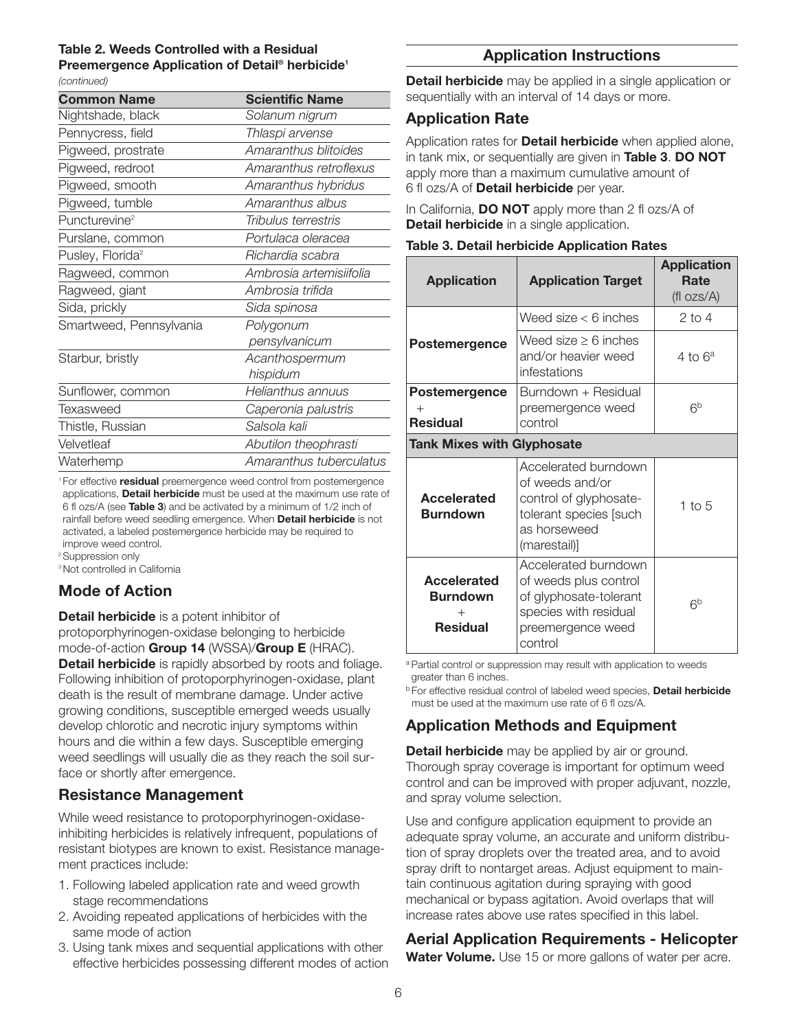**Table 2. Weeds Controlled with a Residual Preemergence Application of Detail® herbicide[1]** *(continued)*

| Common Name | Scientific Name |
|---|---|
| Nightshade, black | *Solanum nigrum* |
| Pennycress, field | *Thlaspi arvense* |
| Pigweed, prostrate | *Amaranthus blitoides* |
| Pigweed, redroot | *Amaranthus retroflexus* |
| Pigweed, smooth | *Amaranthus hybridus* |
| Pigweed, tumble | *Amaranthus albus* |
| Puncturevine[2] | *Tribulus terrestris* |
| Purslane, common | *Portulaca oleracea* |
| Pusley, Florida[2] | *Richardia scabra* |
| Ragweed, common | *Ambrosia artemisiifolia* |
| Ragweed, giant | *Ambrosia trifida* |
| Sida, prickly | *Sida spinosa* |
| Smartweed, Pennsylvania | *Polygonum pensylvanicum* |
| Starbur, bristly | *Acanthospermum hispidum* |
| Sunflower, common | *Helianthus annuus* |
| Texasweed | *Caperonia palustris* |
| Thistle, Russian | *Salsola kali* |
| Velvetleaf | *Abutilon theophrasti* |
| Waterhemp | *Amaranthus tuberculatus* |

[1] For effective **residual** preemergence weed control from postemergence applications, **Detail herbicide** must be used at the maximum use rate of 6 fl ozs/A (see **Table 3**) and be activated by a minimum of 1/2 inch of rainfall before weed seedling emergence. When **Detail herbicide** is not activated, a labeled postemergence herbicide may be required to improve weed control.

[2] Suppression only

[3] Not controlled in California

## Mode of Action

**Detail herbicide** is a potent inhibitor of protoporphyrinogen-oxidase belonging to herbicide mode-of-action **Group 14** (WSSA)/**Group E** (HRAC). **Detail herbicide** is rapidly absorbed by roots and foliage. Following inhibition of protoporphyrinogen-oxidase, plant death is the result of membrane damage. Under active growing conditions, susceptible emerged weeds usually develop chlorotic and necrotic injury symptoms within hours and die within a few days. Susceptible emerging weed seedlings will usually die as they reach the soil surface or shortly after emergence.

## Resistance Management

While weed resistance to protoporphyrinogen-oxidase-inhibiting herbicides is relatively infrequent, populations of resistant biotypes are known to exist. Resistance management practices include:

1. Following labeled application rate and weed growth stage recommendations
2. Avoiding repeated applications of herbicides with the same mode of action
3. Using tank mixes and sequential applications with other effective herbicides possessing different modes of action

## Application Instructions

**Detail herbicide** may be applied in a single application or sequentially with an interval of 14 days or more.

## Application Rate

Application rates for **Detail herbicide** when applied alone, in tank mix, or sequentially are given in **Table 3**. **DO NOT** apply more than a maximum cumulative amount of 6 fl ozs/A of **Detail herbicide** per year.

In California, **DO NOT** apply more than 2 fl ozs/A of **Detail herbicide** in a single application.

**Table 3. Detail herbicide Application Rates**

| Application | Application Target | Application Rate (fl ozs/A) |
|---|---|---|
| **Postemergence** | Weed size < 6 inches | 2 to 4 |
| | Weed size ≥ 6 inches and/or heavier weed infestations | 4 to 6[a] |
| **Postemergence + Residual** | Burndown + Residual preemergence weed control | 6[b] |
| **Tank Mixes with Glyphosate** | | |
| **Accelerated Burndown** | Accelerated burndown of weeds and/or control of glyphosate-tolerant species [such as horseweed (marestail)] | 1 to 5 |
| **Accelerated Burndown + Residual** | Accelerated burndown of weeds plus control of glyphosate-tolerant species with residual preemergence weed control | 6[b] |

[a] Partial control or suppression may result with application to weeds greater than 6 inches.

[b] For effective residual control of labeled weed species, **Detail herbicide** must be used at the maximum use rate of 6 fl ozs/A.

## Application Methods and Equipment

**Detail herbicide** may be applied by air or ground. Thorough spray coverage is important for optimum weed control and can be improved with proper adjuvant, nozzle, and spray volume selection.

Use and configure application equipment to provide an adequate spray volume, an accurate and uniform distribution of spray droplets over the treated area, and to avoid spray drift to nontarget areas. Adjust equipment to maintain continuous agitation during spraying with good mechanical or bypass agitation. Avoid overlaps that will increase rates above use rates specified in this label.

## Aerial Application Requirements - Helicopter

**Water Volume.** Use 15 or more gallons of water per acre.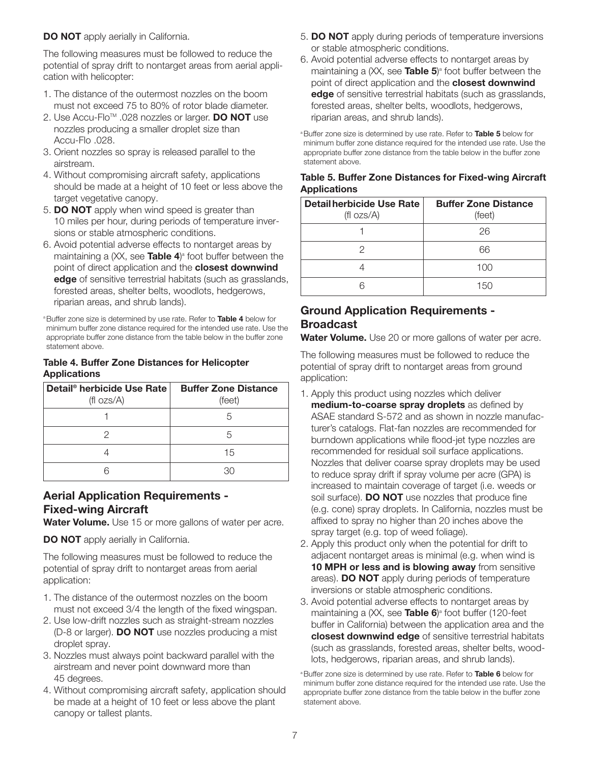**DO NOT** apply aerially in California.

The following measures must be followed to reduce the potential of spray drift to nontarget areas from aerial application with helicopter:

1. The distance of the outermost nozzles on the boom must not exceed 75 to 80% of rotor blade diameter.
2. Use Accu-Flo™ .028 nozzles or larger. **DO NOT** use nozzles producing a smaller droplet size than Accu-Flo .028.
3. Orient nozzles so spray is released parallel to the airstream.
4. Without compromising aircraft safety, applications should be made at a height of 10 feet or less above the target vegetative canopy.
5. **DO NOT** apply when wind speed is greater than 10 miles per hour, during periods of temperature inversions or stable atmospheric conditions.
6. Avoid potential adverse effects to nontarget areas by maintaining a (XX, see **Table 4**)[a] foot buffer between the point of direct application and the **closest downwind edge** of sensitive terrestrial habitats (such as grasslands, forested areas, shelter belts, woodlots, hedgerows, riparian areas, and shrub lands).

[a] Buffer zone size is determined by use rate. Refer to **Table 4** below for minimum buffer zone distance required for the intended use rate. Use the appropriate buffer zone distance from the table below in the buffer zone statement above.

**Table 4. Buffer Zone Distances for Helicopter Applications**

| Detail® herbicide Use Rate (fl ozs/A) | Buffer Zone Distance (feet) |
|---|---|
| 1 | 5 |
| 2 | 5 |
| 4 | 15 |
| 6 | 30 |

## Aerial Application Requirements - Fixed-wing Aircraft

**Water Volume.** Use 15 or more gallons of water per acre.

**DO NOT** apply aerially in California.

The following measures must be followed to reduce the potential of spray drift to nontarget areas from aerial application:

1. The distance of the outermost nozzles on the boom must not exceed 3/4 the length of the fixed wingspan.
2. Use low-drift nozzles such as straight-stream nozzles (D-8 or larger). **DO NOT** use nozzles producing a mist droplet spray.
3. Nozzles must always point backward parallel with the airstream and never point downward more than 45 degrees.
4. Without compromising aircraft safety, application should be made at a height of 10 feet or less above the plant canopy or tallest plants.
5. **DO NOT** apply during periods of temperature inversions or stable atmospheric conditions.
6. Avoid potential adverse effects to nontarget areas by maintaining a (XX, see **Table 5**)[a] foot buffer between the point of direct application and the **closest downwind edge** of sensitive terrestrial habitats (such as grasslands, forested areas, shelter belts, woodlots, hedgerows, riparian areas, and shrub lands).

[a] Buffer zone size is determined by use rate. Refer to **Table 5** below for minimum buffer zone distance required for the intended use rate. Use the appropriate buffer zone distance from the table below in the buffer zone statement above.

**Table 5. Buffer Zone Distances for Fixed-wing Aircraft Applications**

| Detail herbicide Use Rate (fl ozs/A) | Buffer Zone Distance (feet) |
|---|---|
| 1 | 26 |
| 2 | 66 |
| 4 | 100 |
| 6 | 150 |

## Ground Application Requirements - Broadcast

**Water Volume.** Use 20 or more gallons of water per acre.

The following measures must be followed to reduce the potential of spray drift to nontarget areas from ground application:

1. Apply this product using nozzles which deliver **medium-to-coarse spray droplets** as defined by ASAE standard S-572 and as shown in nozzle manufacturer's catalogs. Flat-fan nozzles are recommended for burndown applications while flood-jet type nozzles are recommended for residual soil surface applications. Nozzles that deliver coarse spray droplets may be used to reduce spray drift if spray volume per acre (GPA) is increased to maintain coverage of target (i.e. weeds or soil surface). **DO NOT** use nozzles that produce fine (e.g. cone) spray droplets. In California, nozzles must be affixed to spray no higher than 20 inches above the spray target (e.g. top of weed foliage).
2. Apply this product only when the potential for drift to adjacent nontarget areas is minimal (e.g. when wind is **10 MPH or less and is blowing away** from sensitive areas). **DO NOT** apply during periods of temperature inversions or stable atmospheric conditions.
3. Avoid potential adverse effects to nontarget areas by maintaining a (XX, see **Table 6**)[a] foot buffer (120-feet buffer in California) between the application area and the **closest downwind edge** of sensitive terrestrial habitats (such as grasslands, forested areas, shelter belts, woodlots, hedgerows, riparian areas, and shrub lands).

[a] Buffer zone size is determined by use rate. Refer to **Table 6** below for minimum buffer zone distance required for the intended use rate. Use the appropriate buffer zone distance from the table below in the buffer zone statement above.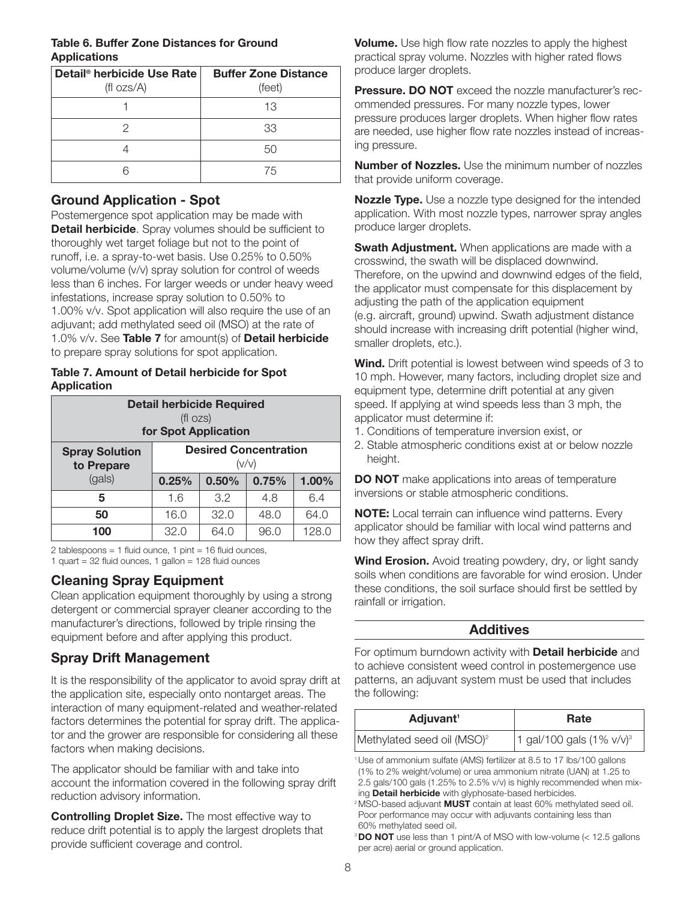**Table 6. Buffer Zone Distances for Ground Applications**

| Detail® herbicide Use Rate (fl ozs/A) | Buffer Zone Distance (feet) |
|---|---|
| 1 | 13 |
| 2 | 33 |
| 4 | 50 |
| 6 | 75 |

## Ground Application - Spot

Postemergence spot application may be made with **Detail herbicide**. Spray volumes should be sufficient to thoroughly wet target foliage but not to the point of runoff, i.e. a spray-to-wet basis. Use 0.25% to 0.50% volume/volume (v/v) spray solution for control of weeds less than 6 inches. For larger weeds or under heavy weed infestations, increase spray solution to 0.50% to 1.00% v/v. Spot application will also require the use of an adjuvant; add methylated seed oil (MSO) at the rate of 1.0% v/v. See **Table 7** for amount(s) of **Detail herbicide** to prepare spray solutions for spot application.

**Table 7. Amount of Detail herbicide for Spot Application**

| Detail herbicide Required (fl ozs) for Spot Application | | | | |
|---|---|---|---|---|
| **Spray Solution to Prepare** (gals) | **Desired Concentration** (v/v) | | | |
| | **0.25%** | **0.50%** | **0.75%** | **1.00%** |
| **5** | 1.6 | 3.2 | 4.8 | 6.4 |
| **50** | 16.0 | 32.0 | 48.0 | 64.0 |
| **100** | 32.0 | 64.0 | 96.0 | 128.0 |

2 tablespoons = 1 fluid ounce, 1 pint = 16 fluid ounces, 1 quart = 32 fluid ounces, 1 gallon = 128 fluid ounces

## Cleaning Spray Equipment

Clean application equipment thoroughly by using a strong detergent or commercial sprayer cleaner according to the manufacturer's directions, followed by triple rinsing the equipment before and after applying this product.

## Spray Drift Management

It is the responsibility of the applicator to avoid spray drift at the application site, especially onto nontarget areas. The interaction of many equipment-related and weather-related factors determines the potential for spray drift. The applicator and the grower are responsible for considering all these factors when making decisions.

The applicator should be familiar with and take into account the information covered in the following spray drift reduction advisory information.

**Controlling Droplet Size.** The most effective way to reduce drift potential is to apply the largest droplets that provide sufficient coverage and control.

**Volume.** Use high flow rate nozzles to apply the highest practical spray volume. Nozzles with higher rated flows produce larger droplets.

**Pressure. DO NOT** exceed the nozzle manufacturer's recommended pressures. For many nozzle types, lower pressure produces larger droplets. When higher flow rates are needed, use higher flow rate nozzles instead of increasing pressure.

**Number of Nozzles.** Use the minimum number of nozzles that provide uniform coverage.

**Nozzle Type.** Use a nozzle type designed for the intended application. With most nozzle types, narrower spray angles produce larger droplets.

**Swath Adjustment.** When applications are made with a crosswind, the swath will be displaced downwind. Therefore, on the upwind and downwind edges of the field, the applicator must compensate for this displacement by adjusting the path of the application equipment (e.g. aircraft, ground) upwind. Swath adjustment distance should increase with increasing drift potential (higher wind, smaller droplets, etc.).

**Wind.** Drift potential is lowest between wind speeds of 3 to 10 mph. However, many factors, including droplet size and equipment type, determine drift potential at any given speed. If applying at wind speeds less than 3 mph, the applicator must determine if:

1. Conditions of temperature inversion exist, or
2. Stable atmospheric conditions exist at or below nozzle height.

**DO NOT** make applications into areas of temperature inversions or stable atmospheric conditions.

**NOTE:** Local terrain can influence wind patterns. Every applicator should be familiar with local wind patterns and how they affect spray drift.

**Wind Erosion.** Avoid treating powdery, dry, or light sandy soils when conditions are favorable for wind erosion. Under these conditions, the soil surface should first be settled by rainfall or irrigation.

## Additives

For optimum burndown activity with **Detail herbicide** and to achieve consistent weed control in postemergence use patterns, an adjuvant system must be used that includes the following:

| Adjuvant[1] | Rate |
|---|---|
| Methylated seed oil (MSO)[2] | 1 gal/100 gals (1% v/v)[3] |

[1] Use of ammonium sulfate (AMS) fertilizer at 8.5 to 17 lbs/100 gallons (1% to 2% weight/volume) or urea ammonium nitrate (UAN) at 1.25 to 2.5 gals/100 gals (1.25% to 2.5% v/v) is highly recommended when mixing **Detail herbicide** with glyphosate-based herbicides.

[2] MSO-based adjuvant **MUST** contain at least 60% methylated seed oil. Poor performance may occur with adjuvants containing less than 60% methylated seed oil.

[3] **DO NOT** use less than 1 pint/A of MSO with low-volume (< 12.5 gallons per acre) aerial or ground application.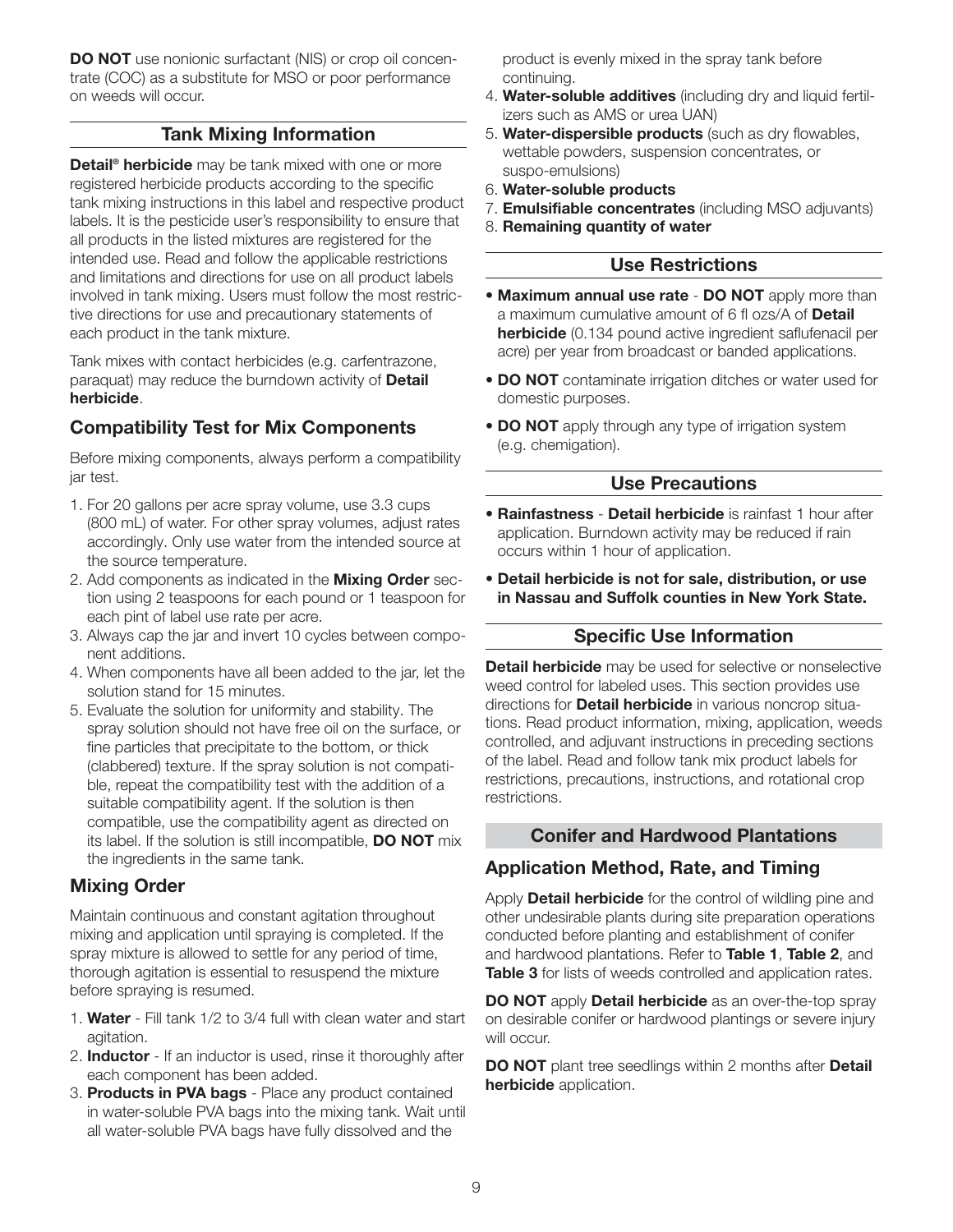**DO NOT** use nonionic surfactant (NIS) or crop oil concentrate (COC) as a substitute for MSO or poor performance on weeds will occur.

## Tank Mixing Information

**Detail® herbicide** may be tank mixed with one or more registered herbicide products according to the specific tank mixing instructions in this label and respective product labels. It is the pesticide user's responsibility to ensure that all products in the listed mixtures are registered for the intended use. Read and follow the applicable restrictions and limitations and directions for use on all product labels involved in tank mixing. Users must follow the most restrictive directions for use and precautionary statements of each product in the tank mixture.

Tank mixes with contact herbicides (e.g. carfentrazone, paraquat) may reduce the burndown activity of **Detail herbicide**.

### Compatibility Test for Mix Components

Before mixing components, always perform a compatibility jar test.

1. For 20 gallons per acre spray volume, use 3.3 cups (800 mL) of water. For other spray volumes, adjust rates accordingly. Only use water from the intended source at the source temperature.
2. Add components as indicated in the **Mixing Order** section using 2 teaspoons for each pound or 1 teaspoon for each pint of label use rate per acre.
3. Always cap the jar and invert 10 cycles between component additions.
4. When components have all been added to the jar, let the solution stand for 15 minutes.
5. Evaluate the solution for uniformity and stability. The spray solution should not have free oil on the surface, or fine particles that precipitate to the bottom, or thick (clabbered) texture. If the spray solution is not compatible, repeat the compatibility test with the addition of a suitable compatibility agent. If the solution is then compatible, use the compatibility agent as directed on its label. If the solution is still incompatible, **DO NOT** mix the ingredients in the same tank.

### Mixing Order

Maintain continuous and constant agitation throughout mixing and application until spraying is completed. If the spray mixture is allowed to settle for any period of time, thorough agitation is essential to resuspend the mixture before spraying is resumed.

1. **Water** - Fill tank 1/2 to 3/4 full with clean water and start agitation.
2. **Inductor** - If an inductor is used, rinse it thoroughly after each component has been added.
3. **Products in PVA bags** - Place any product contained in water-soluble PVA bags into the mixing tank. Wait until all water-soluble PVA bags have fully dissolved and the product is evenly mixed in the spray tank before continuing.
4. **Water-soluble additives** (including dry and liquid fertilizers such as AMS or urea UAN)
5. **Water-dispersible products** (such as dry flowables, wettable powders, suspension concentrates, or suspo-emulsions)
6. **Water-soluble products**
7. **Emulsifiable concentrates** (including MSO adjuvants)
8. **Remaining quantity of water**

## Use Restrictions

- **Maximum annual use rate** - **DO NOT** apply more than a maximum cumulative amount of 6 fl ozs/A of **Detail herbicide** (0.134 pound active ingredient saflufenacil per acre) per year from broadcast or banded applications.
- **DO NOT** contaminate irrigation ditches or water used for domestic purposes.
- **DO NOT** apply through any type of irrigation system (e.g. chemigation).

## Use Precautions

- **Rainfastness** - **Detail herbicide** is rainfast 1 hour after application. Burndown activity may be reduced if rain occurs within 1 hour of application.
- **Detail herbicide is not for sale, distribution, or use in Nassau and Suffolk counties in New York State.**

## Specific Use Information

**Detail herbicide** may be used for selective or nonselective weed control for labeled uses. This section provides use directions for **Detail herbicide** in various noncrop situations. Read product information, mixing, application, weeds controlled, and adjuvant instructions in preceding sections of the label. Read and follow tank mix product labels for restrictions, precautions, instructions, and rotational crop restrictions.

## Conifer and Hardwood Plantations

### Application Method, Rate, and Timing

Apply **Detail herbicide** for the control of wildling pine and other undesirable plants during site preparation operations conducted before planting and establishment of conifer and hardwood plantations. Refer to **Table 1**, **Table 2**, and **Table 3** for lists of weeds controlled and application rates.

**DO NOT** apply **Detail herbicide** as an over-the-top spray on desirable conifer or hardwood plantings or severe injury will occur.

**DO NOT** plant tree seedlings within 2 months after **Detail herbicide** application.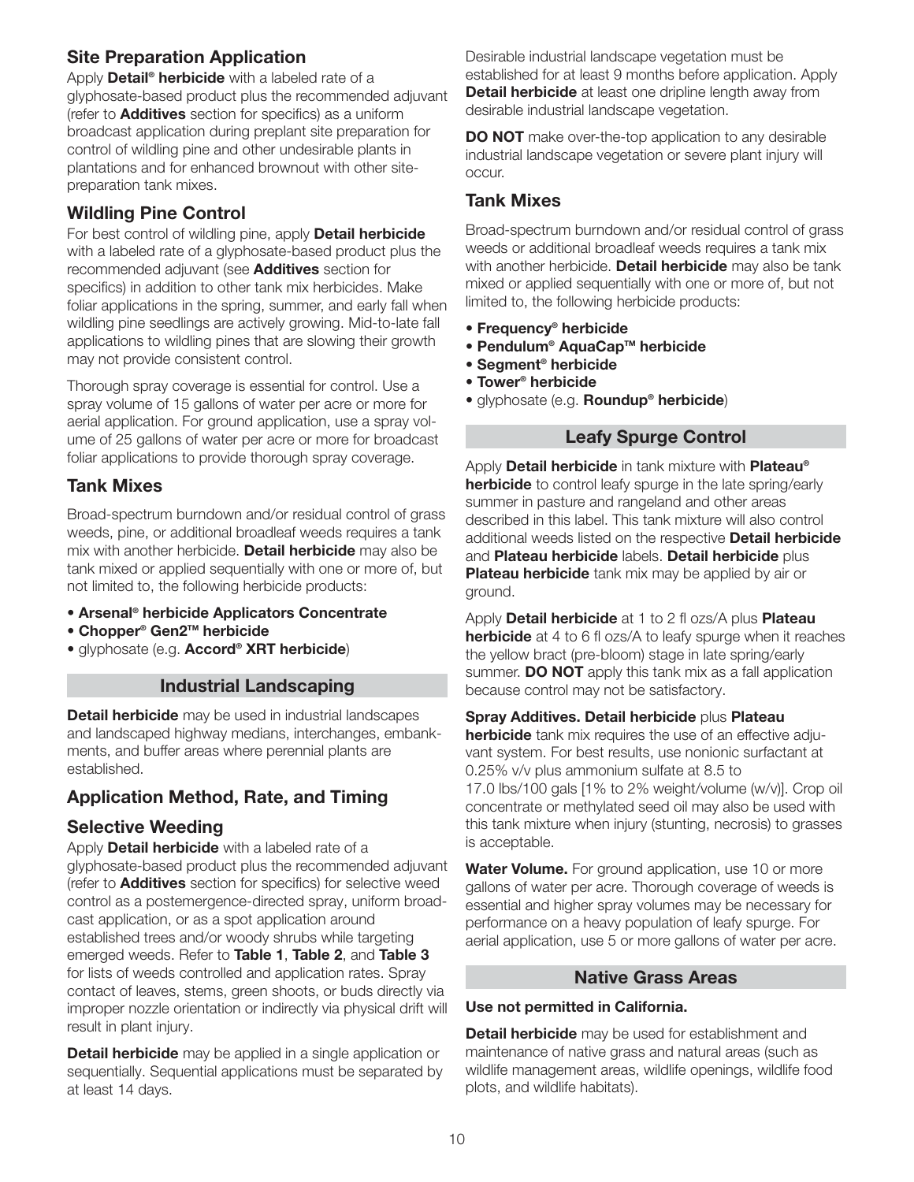## Site Preparation Application

Apply **Detail® herbicide** with a labeled rate of a glyphosate-based product plus the recommended adjuvant (refer to **Additives** section for specifics) as a uniform broadcast application during preplant site preparation for control of wildling pine and other undesirable plants in plantations and for enhanced brownout with other site-preparation tank mixes.

## Wildling Pine Control

For best control of wildling pine, apply **Detail herbicide** with a labeled rate of a glyphosate-based product plus the recommended adjuvant (see **Additives** section for specifics) in addition to other tank mix herbicides. Make foliar applications in the spring, summer, and early fall when wildling pine seedlings are actively growing. Mid-to-late fall applications to wildling pines that are slowing their growth may not provide consistent control.

Thorough spray coverage is essential for control. Use a spray volume of 15 gallons of water per acre or more for aerial application. For ground application, use a spray volume of 25 gallons of water per acre or more for broadcast foliar applications to provide thorough spray coverage.

## Tank Mixes

Broad-spectrum burndown and/or residual control of grass weeds, pine, or additional broadleaf weeds requires a tank mix with another herbicide. **Detail herbicide** may also be tank mixed or applied sequentially with one or more of, but not limited to, the following herbicide products:

- **Arsenal® herbicide Applicators Concentrate**
- **Chopper® Gen2™ herbicide**
- glyphosate (e.g. **Accord® XRT herbicide**)

## Industrial Landscaping

**Detail herbicide** may be used in industrial landscapes and landscaped highway medians, interchanges, embankments, and buffer areas where perennial plants are established.

## Application Method, Rate, and Timing

## Selective Weeding

Apply **Detail herbicide** with a labeled rate of a glyphosate-based product plus the recommended adjuvant (refer to **Additives** section for specifics) for selective weed control as a postemergence-directed spray, uniform broadcast application, or as a spot application around established trees and/or woody shrubs while targeting emerged weeds. Refer to **Table 1**, **Table 2**, and **Table 3** for lists of weeds controlled and application rates. Spray contact of leaves, stems, green shoots, or buds directly via improper nozzle orientation or indirectly via physical drift will result in plant injury.

**Detail herbicide** may be applied in a single application or sequentially. Sequential applications must be separated by at least 14 days.

Desirable industrial landscape vegetation must be established for at least 9 months before application. Apply **Detail herbicide** at least one dripline length away from desirable industrial landscape vegetation.

**DO NOT** make over-the-top application to any desirable industrial landscape vegetation or severe plant injury will occur.

## Tank Mixes

Broad-spectrum burndown and/or residual control of grass weeds or additional broadleaf weeds requires a tank mix with another herbicide. **Detail herbicide** may also be tank mixed or applied sequentially with one or more of, but not limited to, the following herbicide products:

- **Frequency® herbicide**
- **Pendulum® AquaCap™ herbicide**
- **Segment® herbicide**
- **Tower® herbicide**
- glyphosate (e.g. **Roundup® herbicide**)

## Leafy Spurge Control

Apply **Detail herbicide** in tank mixture with **Plateau® herbicide** to control leafy spurge in the late spring/early summer in pasture and rangeland and other areas described in this label. This tank mixture will also control additional weeds listed on the respective **Detail herbicide** and **Plateau herbicide** labels. **Detail herbicide** plus **Plateau herbicide** tank mix may be applied by air or ground.

Apply **Detail herbicide** at 1 to 2 fl ozs/A plus **Plateau herbicide** at 4 to 6 fl ozs/A to leafy spurge when it reaches the yellow bract (pre-bloom) stage in late spring/early summer. **DO NOT** apply this tank mix as a fall application because control may not be satisfactory.

**Spray Additives. Detail herbicide** plus **Plateau herbicide** tank mix requires the use of an effective adjuvant system. For best results, use nonionic surfactant at 0.25% v/v plus ammonium sulfate at 8.5 to 17.0 lbs/100 gals [1% to 2% weight/volume (w/v)]. Crop oil concentrate or methylated seed oil may also be used with this tank mixture when injury (stunting, necrosis) to grasses is acceptable.

**Water Volume.** For ground application, use 10 or more gallons of water per acre. Thorough coverage of weeds is essential and higher spray volumes may be necessary for performance on a heavy population of leafy spurge. For aerial application, use 5 or more gallons of water per acre.

## Native Grass Areas

**Use not permitted in California.**

**Detail herbicide** may be used for establishment and maintenance of native grass and natural areas (such as wildlife management areas, wildlife openings, wildlife food plots, and wildlife habitats).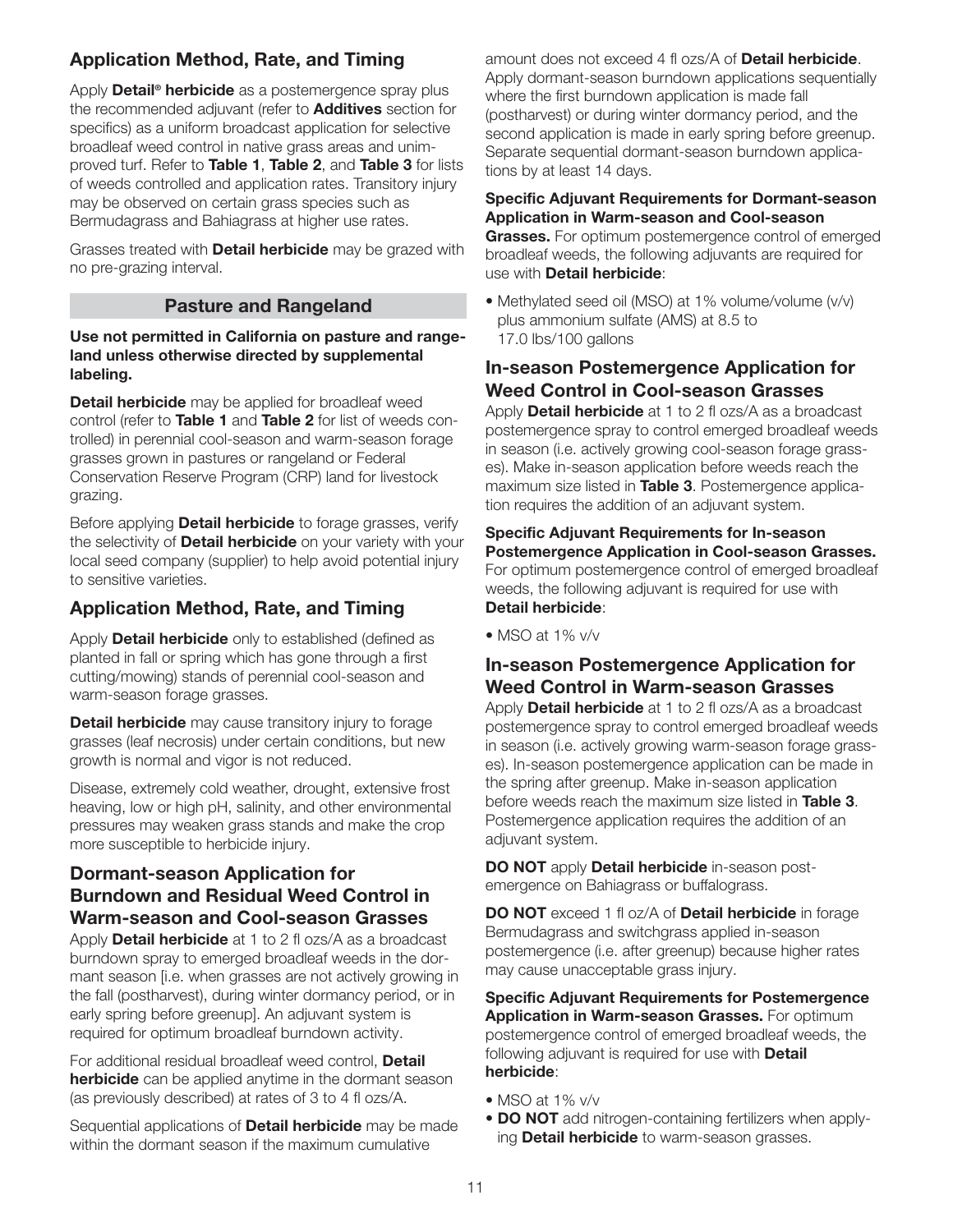## Application Method, Rate, and Timing

Apply **Detail® herbicide** as a postemergence spray plus the recommended adjuvant (refer to **Additives** section for specifics) as a uniform broadcast application for selective broadleaf weed control in native grass areas and unimproved turf. Refer to **Table 1**, **Table 2**, and **Table 3** for lists of weeds controlled and application rates. Transitory injury may be observed on certain grass species such as Bermudagrass and Bahiagrass at higher use rates.

Grasses treated with **Detail herbicide** may be grazed with no pre-grazing interval.

## Pasture and Rangeland

**Use not permitted in California on pasture and rangeland unless otherwise directed by supplemental labeling.**

**Detail herbicide** may be applied for broadleaf weed control (refer to **Table 1** and **Table 2** for list of weeds controlled) in perennial cool-season and warm-season forage grasses grown in pastures or rangeland or Federal Conservation Reserve Program (CRP) land for livestock grazing.

Before applying **Detail herbicide** to forage grasses, verify the selectivity of **Detail herbicide** on your variety with your local seed company (supplier) to help avoid potential injury to sensitive varieties.

## Application Method, Rate, and Timing

Apply **Detail herbicide** only to established (defined as planted in fall or spring which has gone through a first cutting/mowing) stands of perennial cool-season and warm-season forage grasses.

**Detail herbicide** may cause transitory injury to forage grasses (leaf necrosis) under certain conditions, but new growth is normal and vigor is not reduced.

Disease, extremely cold weather, drought, extensive frost heaving, low or high pH, salinity, and other environmental pressures may weaken grass stands and make the crop more susceptible to herbicide injury.

## Dormant-season Application for Burndown and Residual Weed Control in Warm-season and Cool-season Grasses

Apply **Detail herbicide** at 1 to 2 fl ozs/A as a broadcast burndown spray to emerged broadleaf weeds in the dormant season [i.e. when grasses are not actively growing in the fall (postharvest), during winter dormancy period, or in early spring before greenup]. An adjuvant system is required for optimum broadleaf burndown activity.

For additional residual broadleaf weed control, **Detail herbicide** can be applied anytime in the dormant season (as previously described) at rates of 3 to 4 fl ozs/A.

Sequential applications of **Detail herbicide** may be made within the dormant season if the maximum cumulative amount does not exceed 4 fl ozs/A of **Detail herbicide**. Apply dormant-season burndown applications sequentially where the first burndown application is made fall (postharvest) or during winter dormancy period, and the second application is made in early spring before greenup. Separate sequential dormant-season burndown applications by at least 14 days.

**Specific Adjuvant Requirements for Dormant-season Application in Warm-season and Cool-season Grasses.** For optimum postemergence control of emerged broadleaf weeds, the following adjuvants are required for use with **Detail herbicide**:

- Methylated seed oil (MSO) at 1% volume/volume (v/v) plus ammonium sulfate (AMS) at 8.5 to 17.0 lbs/100 gallons

## In-season Postemergence Application for Weed Control in Cool-season Grasses

Apply **Detail herbicide** at 1 to 2 fl ozs/A as a broadcast postemergence spray to control emerged broadleaf weeds in season (i.e. actively growing cool-season forage grasses). Make in-season application before weeds reach the maximum size listed in **Table 3**. Postemergence application requires the addition of an adjuvant system.

**Specific Adjuvant Requirements for In-season Postemergence Application in Cool-season Grasses.** For optimum postemergence control of emerged broadleaf weeds, the following adjuvant is required for use with **Detail herbicide**:

- MSO at 1% v/v

## In-season Postemergence Application for Weed Control in Warm-season Grasses

Apply **Detail herbicide** at 1 to 2 fl ozs/A as a broadcast postemergence spray to control emerged broadleaf weeds in season (i.e. actively growing warm-season forage grasses). In-season postemergence application can be made in the spring after greenup. Make in-season application before weeds reach the maximum size listed in **Table 3**. Postemergence application requires the addition of an adjuvant system.

**DO NOT** apply **Detail herbicide** in-season postemergence on Bahiagrass or buffalograss.

**DO NOT** exceed 1 fl oz/A of **Detail herbicide** in forage Bermudagrass and switchgrass applied in-season postemergence (i.e. after greenup) because higher rates may cause unacceptable grass injury.

**Specific Adjuvant Requirements for Postemergence Application in Warm-season Grasses.** For optimum postemergence control of emerged broadleaf weeds, the following adjuvant is required for use with **Detail herbicide**:

- MSO at 1% v/v
- **DO NOT** add nitrogen-containing fertilizers when applying **Detail herbicide** to warm-season grasses.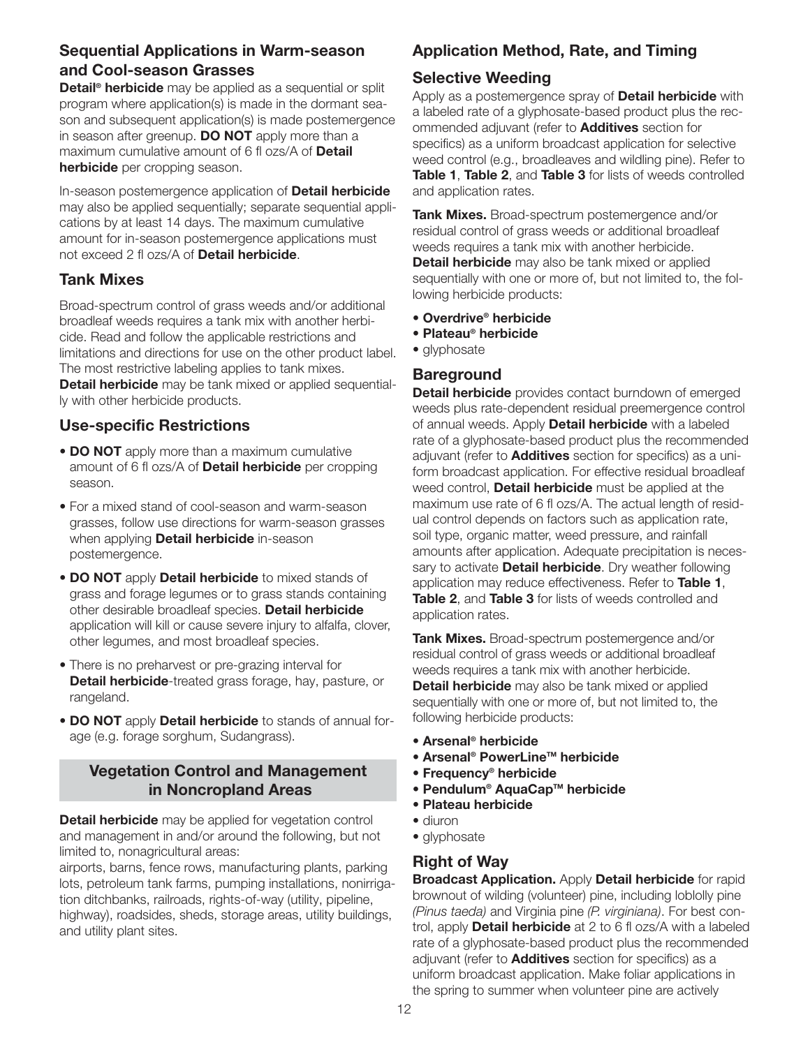### Sequential Applications in Warm-season and Cool-season Grasses

**Detail® herbicide** may be applied as a sequential or split program where application(s) is made in the dormant season and subsequent application(s) is made postemergence in season after greenup. **DO NOT** apply more than a maximum cumulative amount of 6 fl ozs/A of **Detail herbicide** per cropping season.

In-season postemergence application of **Detail herbicide** may also be applied sequentially; separate sequential applications by at least 14 days. The maximum cumulative amount for in-season postemergence applications must not exceed 2 fl ozs/A of **Detail herbicide**.

### Tank Mixes

Broad-spectrum control of grass weeds and/or additional broadleaf weeds requires a tank mix with another herbicide. Read and follow the applicable restrictions and limitations and directions for use on the other product label. The most restrictive labeling applies to tank mixes. **Detail herbicide** may be tank mixed or applied sequentially with other herbicide products.

### Use-specific Restrictions

- **DO NOT** apply more than a maximum cumulative amount of 6 fl ozs/A of **Detail herbicide** per cropping season.
- For a mixed stand of cool-season and warm-season grasses, follow use directions for warm-season grasses when applying **Detail herbicide** in-season postemergence.
- **DO NOT** apply **Detail herbicide** to mixed stands of grass and forage legumes or to grass stands containing other desirable broadleaf species. **Detail herbicide** application will kill or cause severe injury to alfalfa, clover, other legumes, and most broadleaf species.
- There is no preharvest or pre-grazing interval for **Detail herbicide**-treated grass forage, hay, pasture, or rangeland.
- **DO NOT** apply **Detail herbicide** to stands of annual forage (e.g. forage sorghum, Sudangrass).

## Vegetation Control and Management in Noncropland Areas

**Detail herbicide** may be applied for vegetation control and management in and/or around the following, but not limited to, nonagricultural areas:
airports, barns, fence rows, manufacturing plants, parking lots, petroleum tank farms, pumping installations, nonirrigation ditchbanks, railroads, rights-of-way (utility, pipeline, highway), roadsides, sheds, storage areas, utility buildings, and utility plant sites.

### Application Method, Rate, and Timing

### Selective Weeding

Apply as a postemergence spray of **Detail herbicide** with a labeled rate of a glyphosate-based product plus the recommended adjuvant (refer to **Additives** section for specifics) as a uniform broadcast application for selective weed control (e.g., broadleaves and wildling pine). Refer to **Table 1**, **Table 2**, and **Table 3** for lists of weeds controlled and application rates.

**Tank Mixes.** Broad-spectrum postemergence and/or residual control of grass weeds or additional broadleaf weeds requires a tank mix with another herbicide. **Detail herbicide** may also be tank mixed or applied sequentially with one or more of, but not limited to, the following herbicide products:

- **Overdrive® herbicide**
- **Plateau® herbicide**
- glyphosate

### Bareground

**Detail herbicide** provides contact burndown of emerged weeds plus rate-dependent residual preemergence control of annual weeds. Apply **Detail herbicide** with a labeled rate of a glyphosate-based product plus the recommended adjuvant (refer to **Additives** section for specifics) as a uniform broadcast application. For effective residual broadleaf weed control, **Detail herbicide** must be applied at the maximum use rate of 6 fl ozs/A. The actual length of residual control depends on factors such as application rate, soil type, organic matter, weed pressure, and rainfall amounts after application. Adequate precipitation is necessary to activate **Detail herbicide**. Dry weather following application may reduce effectiveness. Refer to **Table 1**, **Table 2**, and **Table 3** for lists of weeds controlled and application rates.

**Tank Mixes.** Broad-spectrum postemergence and/or residual control of grass weeds or additional broadleaf weeds requires a tank mix with another herbicide. **Detail herbicide** may also be tank mixed or applied sequentially with one or more of, but not limited to, the following herbicide products:

- **Arsenal® herbicide**
- **Arsenal® PowerLine™ herbicide**
- **Frequency® herbicide**
- **Pendulum® AquaCap™ herbicide**
- **Plateau herbicide**
- diuron
- glyphosate

### Right of Way

**Broadcast Application.** Apply **Detail herbicide** for rapid brownout of wilding (volunteer) pine, including loblolly pine *(Pinus taeda)* and Virginia pine *(P. virginiana)*. For best control, apply **Detail herbicide** at 2 to 6 fl ozs/A with a labeled rate of a glyphosate-based product plus the recommended adjuvant (refer to **Additives** section for specifics) as a uniform broadcast application. Make foliar applications in the spring to summer when volunteer pine are actively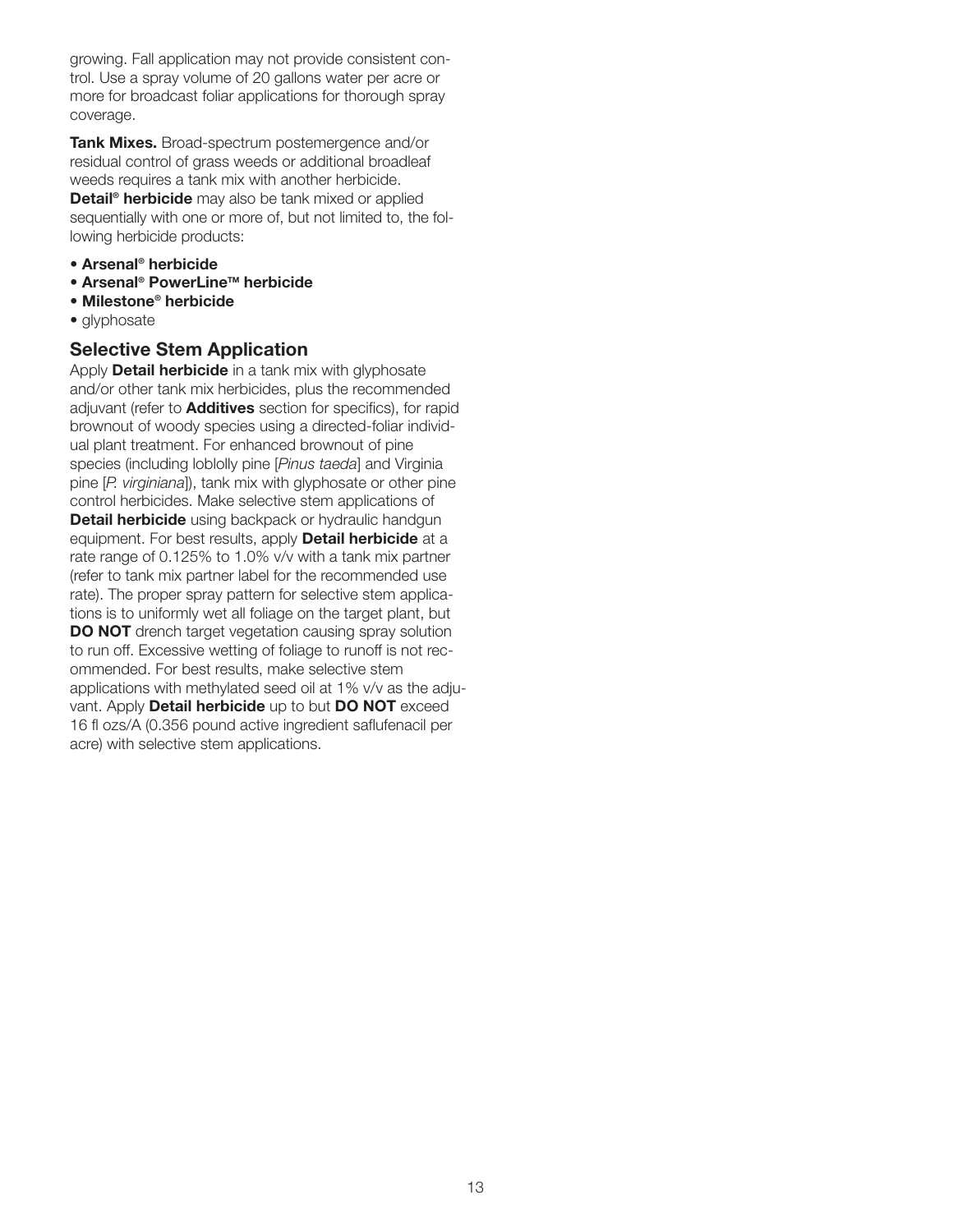growing. Fall application may not provide consistent control. Use a spray volume of 20 gallons water per acre or more for broadcast foliar applications for thorough spray coverage.

**Tank Mixes.** Broad-spectrum postemergence and/or residual control of grass weeds or additional broadleaf weeds requires a tank mix with another herbicide. **Detail® herbicide** may also be tank mixed or applied sequentially with one or more of, but not limited to, the following herbicide products:

- **Arsenal® herbicide**
- **Arsenal® PowerLine™ herbicide**
- **Milestone® herbicide**
- glyphosate

## Selective Stem Application

Apply **Detail herbicide** in a tank mix with glyphosate and/or other tank mix herbicides, plus the recommended adjuvant (refer to **Additives** section for specifics), for rapid brownout of woody species using a directed-foliar individual plant treatment. For enhanced brownout of pine species (including loblolly pine [*Pinus taeda*] and Virginia pine [*P. virginiana*]), tank mix with glyphosate or other pine control herbicides. Make selective stem applications of **Detail herbicide** using backpack or hydraulic handgun equipment. For best results, apply **Detail herbicide** at a rate range of 0.125% to 1.0% v/v with a tank mix partner (refer to tank mix partner label for the recommended use rate). The proper spray pattern for selective stem applications is to uniformly wet all foliage on the target plant, but **DO NOT** drench target vegetation causing spray solution to run off. Excessive wetting of foliage to runoff is not recommended. For best results, make selective stem applications with methylated seed oil at 1% v/v as the adjuvant. Apply **Detail herbicide** up to but **DO NOT** exceed 16 fl ozs/A (0.356 pound active ingredient saflufenacil per acre) with selective stem applications.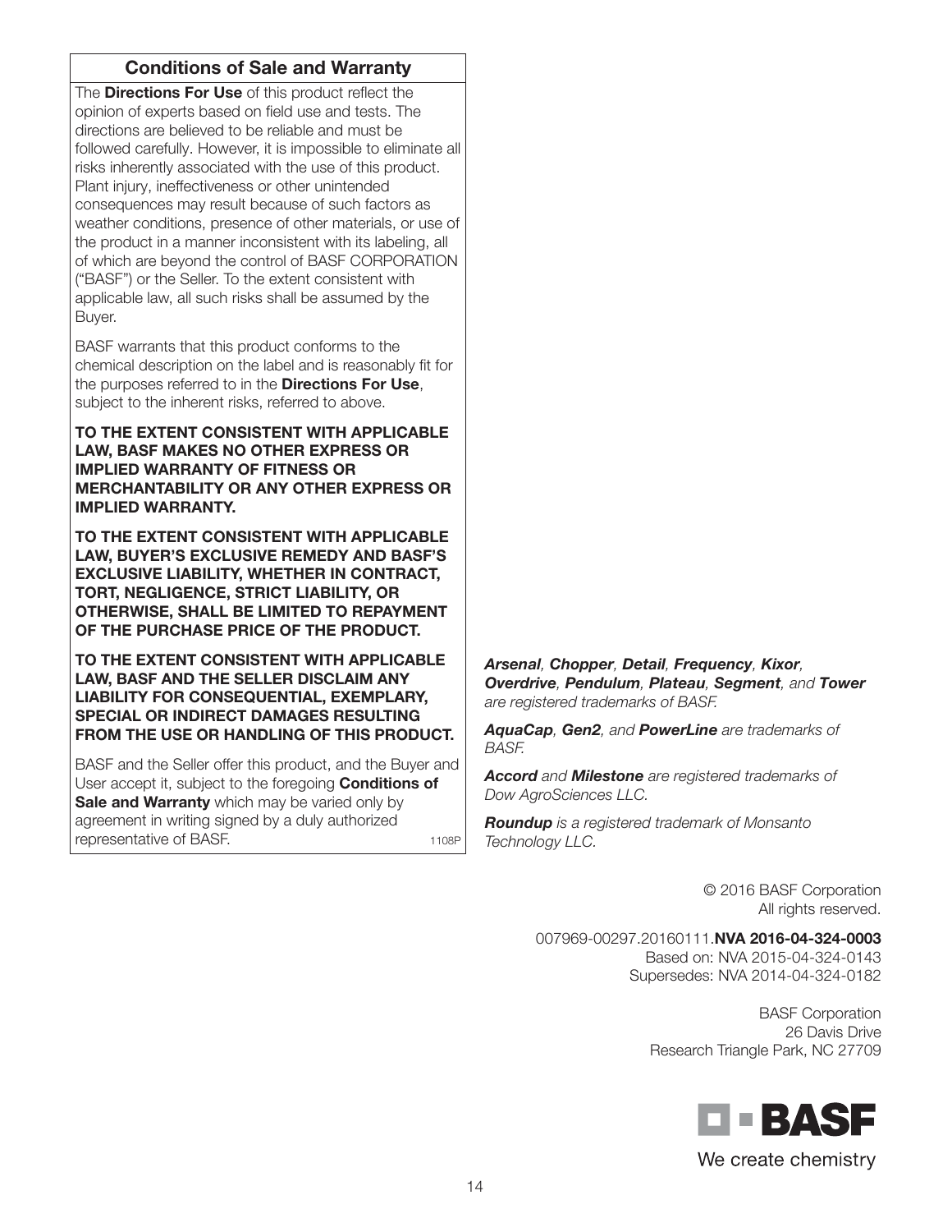## Conditions of Sale and Warranty

The **Directions For Use** of this product reflect the opinion of experts based on field use and tests. The directions are believed to be reliable and must be followed carefully. However, it is impossible to eliminate all risks inherently associated with the use of this product. Plant injury, ineffectiveness or other unintended consequences may result because of such factors as weather conditions, presence of other materials, or use of the product in a manner inconsistent with its labeling, all of which are beyond the control of BASF CORPORATION ("BASF") or the Seller. To the extent consistent with applicable law, all such risks shall be assumed by the Buyer.

BASF warrants that this product conforms to the chemical description on the label and is reasonably fit for the purposes referred to in the **Directions For Use**, subject to the inherent risks, referred to above.

**TO THE EXTENT CONSISTENT WITH APPLICABLE LAW, BASF MAKES NO OTHER EXPRESS OR IMPLIED WARRANTY OF FITNESS OR MERCHANTABILITY OR ANY OTHER EXPRESS OR IMPLIED WARRANTY.**

**TO THE EXTENT CONSISTENT WITH APPLICABLE LAW, BUYER'S EXCLUSIVE REMEDY AND BASF'S EXCLUSIVE LIABILITY, WHETHER IN CONTRACT, TORT, NEGLIGENCE, STRICT LIABILITY, OR OTHERWISE, SHALL BE LIMITED TO REPAYMENT OF THE PURCHASE PRICE OF THE PRODUCT.**

**TO THE EXTENT CONSISTENT WITH APPLICABLE LAW, BASF AND THE SELLER DISCLAIM ANY LIABILITY FOR CONSEQUENTIAL, EXEMPLARY, SPECIAL OR INDIRECT DAMAGES RESULTING FROM THE USE OR HANDLING OF THIS PRODUCT.**

BASF and the Seller offer this product, and the Buyer and User accept it, subject to the foregoing **Conditions of Sale and Warranty** which may be varied only by agreement in writing signed by a duly authorized representative of BASF. 1108P

***Arsenal**, **Chopper**, **Detail**, **Frequency**, **Kixor**, **Overdrive**, **Pendulum**, **Plateau**, **Segment**, and **Tower** are registered trademarks of BASF.*

***AquaCap**, **Gen2**, and **PowerLine** are trademarks of BASF.*

***Accord** and **Milestone** are registered trademarks of Dow AgroSciences LLC.*

***Roundup** is a registered trademark of Monsanto Technology LLC.*

© 2016 BASF Corporation
All rights reserved.

007969-00297.20160111.**NVA 2016-04-324-0003**
Based on: NVA 2015-04-324-0143
Supersedes: NVA 2014-04-324-0182

BASF Corporation
26 Davis Drive
Research Triangle Park, NC 27709

BASF
We create chemistry